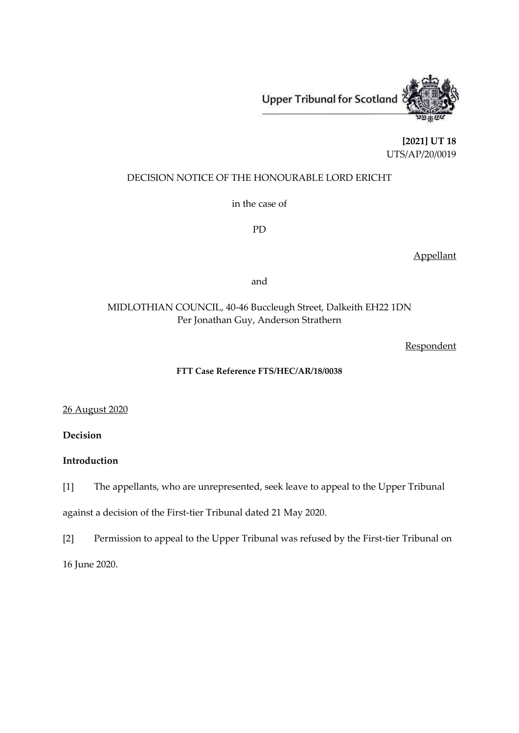Upper Tribunal for Scotland

**[2021] UT 18**
UTS/AP/20/0019

DECISION NOTICE OF THE HONOURABLE LORD ERICHT

in the case of

PD

Appellant

and

MIDLOTHIAN COUNCIL, 40-46 Buccleugh Street, Dalkeith EH22 1DN
Per Jonathan Guy, Anderson Strathern

Respondent

**FTT Case Reference FTS/HEC/AR/18/0038**

26 August 2020

**Decision**

**Introduction**

[1] The appellants, who are unrepresented, seek leave to appeal to the Upper Tribunal against a decision of the First-tier Tribunal dated 21 May 2020.

[2] Permission to appeal to the Upper Tribunal was refused by the First-tier Tribunal on 16 June 2020.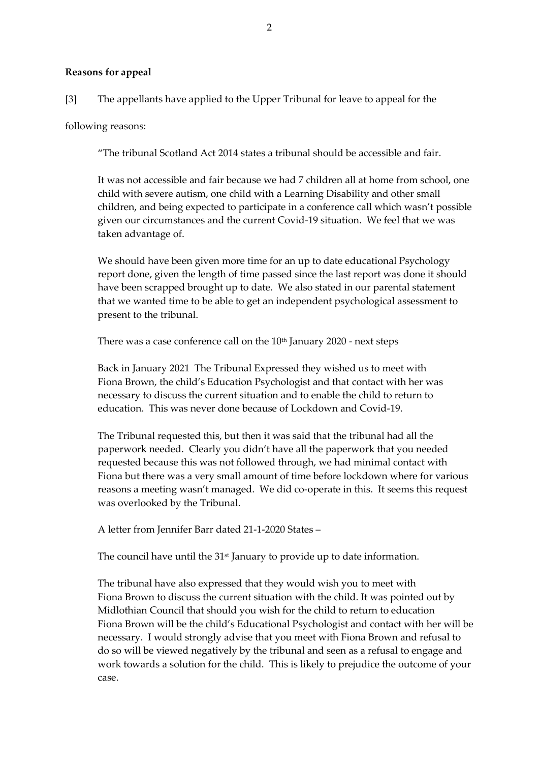**Reasons for appeal**

[3] The appellants have applied to the Upper Tribunal for leave to appeal for the following reasons:

> "The tribunal Scotland Act 2014 states a tribunal should be accessible and fair.
>
> It was not accessible and fair because we had 7 children all at home from school, one child with severe autism, one child with a Learning Disability and other small children, and being expected to participate in a conference call which wasn't possible given our circumstances and the current Covid-19 situation. We feel that we was taken advantage of.
>
> We should have been given more time for an up to date educational Psychology report done, given the length of time passed since the last report was done it should have been scrapped brought up to date. We also stated in our parental statement that we wanted time to be able to get an independent psychological assessment to present to the tribunal.
>
> There was a case conference call on the 10th January 2020 - next steps
>
> Back in January 2021 The Tribunal Expressed they wished us to meet with Fiona Brown, the child's Education Psychologist and that contact with her was necessary to discuss the current situation and to enable the child to return to education. This was never done because of Lockdown and Covid-19.
>
> The Tribunal requested this, but then it was said that the tribunal had all the paperwork needed. Clearly you didn't have all the paperwork that you needed requested because this was not followed through, we had minimal contact with Fiona but there was a very small amount of time before lockdown where for various reasons a meeting wasn't managed. We did co-operate in this. It seems this request was overlooked by the Tribunal.
>
> A letter from Jennifer Barr dated 21-1-2020 States –
>
> The council have until the 31st January to provide up to date information.
>
> The tribunal have also expressed that they would wish you to meet with Fiona Brown to discuss the current situation with the child. It was pointed out by Midlothian Council that should you wish for the child to return to education Fiona Brown will be the child's Educational Psychologist and contact with her will be necessary. I would strongly advise that you meet with Fiona Brown and refusal to do so will be viewed negatively by the tribunal and seen as a refusal to engage and work towards a solution for the child. This is likely to prejudice the outcome of your case.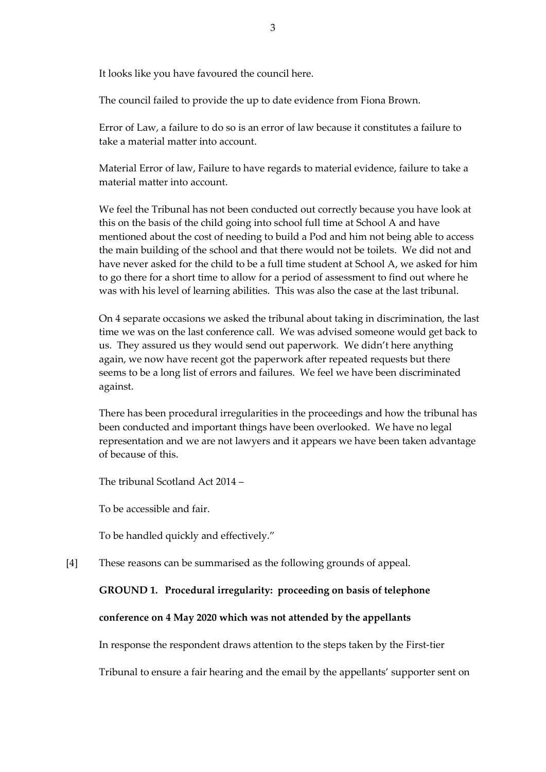It looks like you have favoured the council here.

The council failed to provide the up to date evidence from Fiona Brown.

Error of Law, a failure to do so is an error of law because it constitutes a failure to take a material matter into account.

Material Error of law, Failure to have regards to material evidence, failure to take a material matter into account.

We feel the Tribunal has not been conducted out correctly because you have look at this on the basis of the child going into school full time at School A and have mentioned about the cost of needing to build a Pod and him not being able to access the main building of the school and that there would not be toilets. We did not and have never asked for the child to be a full time student at School A, we asked for him to go there for a short time to allow for a period of assessment to find out where he was with his level of learning abilities. This was also the case at the last tribunal.

On 4 separate occasions we asked the tribunal about taking in discrimination, the last time we was on the last conference call. We was advised someone would get back to us. They assured us they would send out paperwork. We didn't here anything again, we now have recent got the paperwork after repeated requests but there seems to be a long list of errors and failures. We feel we have been discriminated against.

There has been procedural irregularities in the proceedings and how the tribunal has been conducted and important things have been overlooked. We have no legal representation and we are not lawyers and it appears we have been taken advantage of because of this.

The tribunal Scotland Act 2014 –

To be accessible and fair.

To be handled quickly and effectively."

[4] These reasons can be summarised as the following grounds of appeal.

**GROUND 1. Procedural irregularity: proceeding on basis of telephone conference on 4 May 2020 which was not attended by the appellants**

In response the respondent draws attention to the steps taken by the First-tier Tribunal to ensure a fair hearing and the email by the appellants' supporter sent on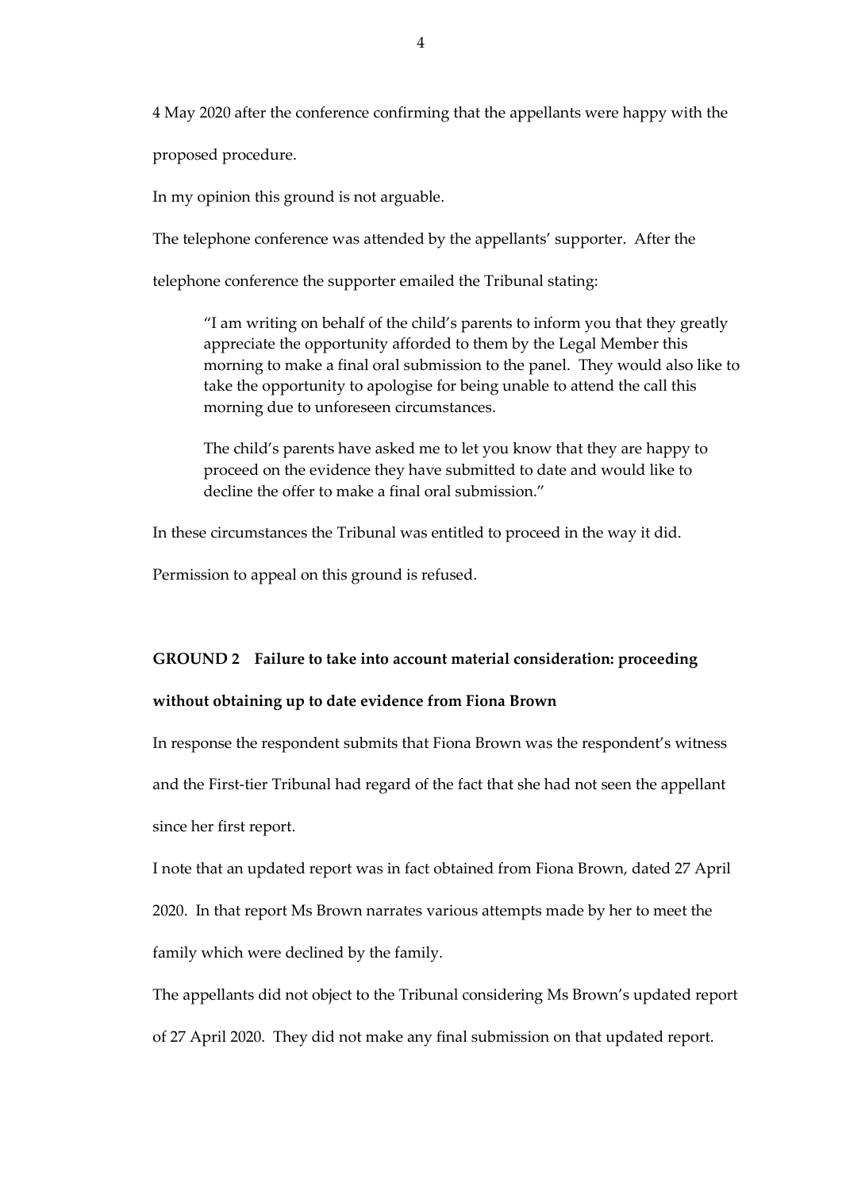4 May 2020 after the conference confirming that the appellants were happy with the proposed procedure.

In my opinion this ground is not arguable.

The telephone conference was attended by the appellants' supporter. After the telephone conference the supporter emailed the Tribunal stating:

> "I am writing on behalf of the child's parents to inform you that they greatly appreciate the opportunity afforded to them by the Legal Member this morning to make a final oral submission to the panel. They would also like to take the opportunity to apologise for being unable to attend the call this morning due to unforeseen circumstances.
>
> The child's parents have asked me to let you know that they are happy to proceed on the evidence they have submitted to date and would like to decline the offer to make a final oral submission."

In these circumstances the Tribunal was entitled to proceed in the way it did.

Permission to appeal on this ground is refused.

**GROUND 2 Failure to take into account material consideration: proceeding without obtaining up to date evidence from Fiona Brown**

In response the respondent submits that Fiona Brown was the respondent's witness and the First-tier Tribunal had regard of the fact that she had not seen the appellant since her first report.

I note that an updated report was in fact obtained from Fiona Brown, dated 27 April 2020. In that report Ms Brown narrates various attempts made by her to meet the family which were declined by the family.

The appellants did not object to the Tribunal considering Ms Brown's updated report of 27 April 2020. They did not make any final submission on that updated report.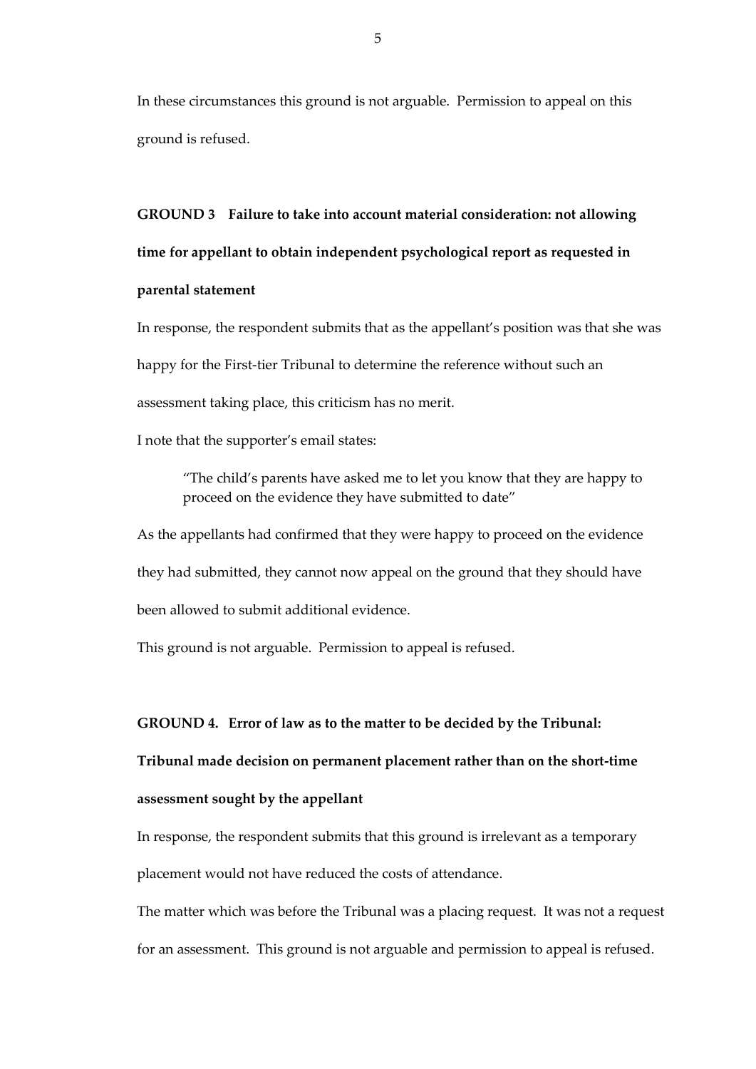In these circumstances this ground is not arguable. Permission to appeal on this ground is refused.

**GROUND 3 Failure to take into account material consideration: not allowing time for appellant to obtain independent psychological report as requested in parental statement**

In response, the respondent submits that as the appellant's position was that she was happy for the First-tier Tribunal to determine the reference without such an assessment taking place, this criticism has no merit.

I note that the supporter's email states:

> "The child's parents have asked me to let you know that they are happy to proceed on the evidence they have submitted to date"

As the appellants had confirmed that they were happy to proceed on the evidence they had submitted, they cannot now appeal on the ground that they should have been allowed to submit additional evidence.

This ground is not arguable. Permission to appeal is refused.

**GROUND 4. Error of law as to the matter to be decided by the Tribunal: Tribunal made decision on permanent placement rather than on the short-time assessment sought by the appellant**

In response, the respondent submits that this ground is irrelevant as a temporary placement would not have reduced the costs of attendance.

The matter which was before the Tribunal was a placing request. It was not a request for an assessment. This ground is not arguable and permission to appeal is refused.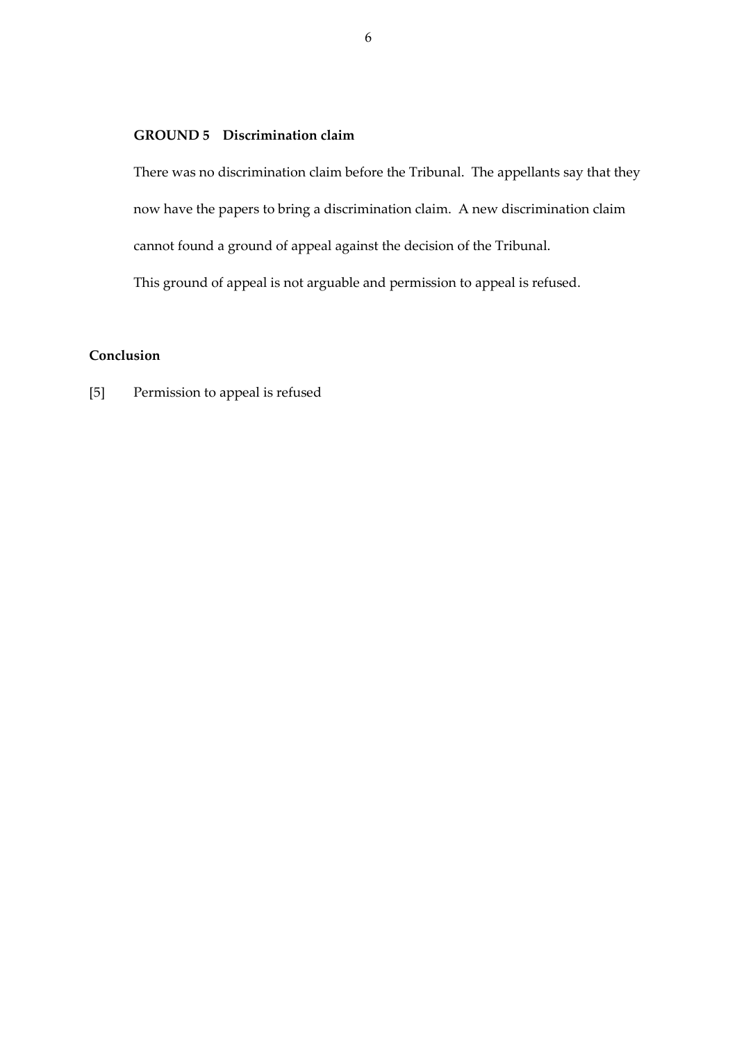**GROUND 5 Discrimination claim**

There was no discrimination claim before the Tribunal. The appellants say that they now have the papers to bring a discrimination claim. A new discrimination claim cannot found a ground of appeal against the decision of the Tribunal.

This ground of appeal is not arguable and permission to appeal is refused.

**Conclusion**

[5] Permission to appeal is refused